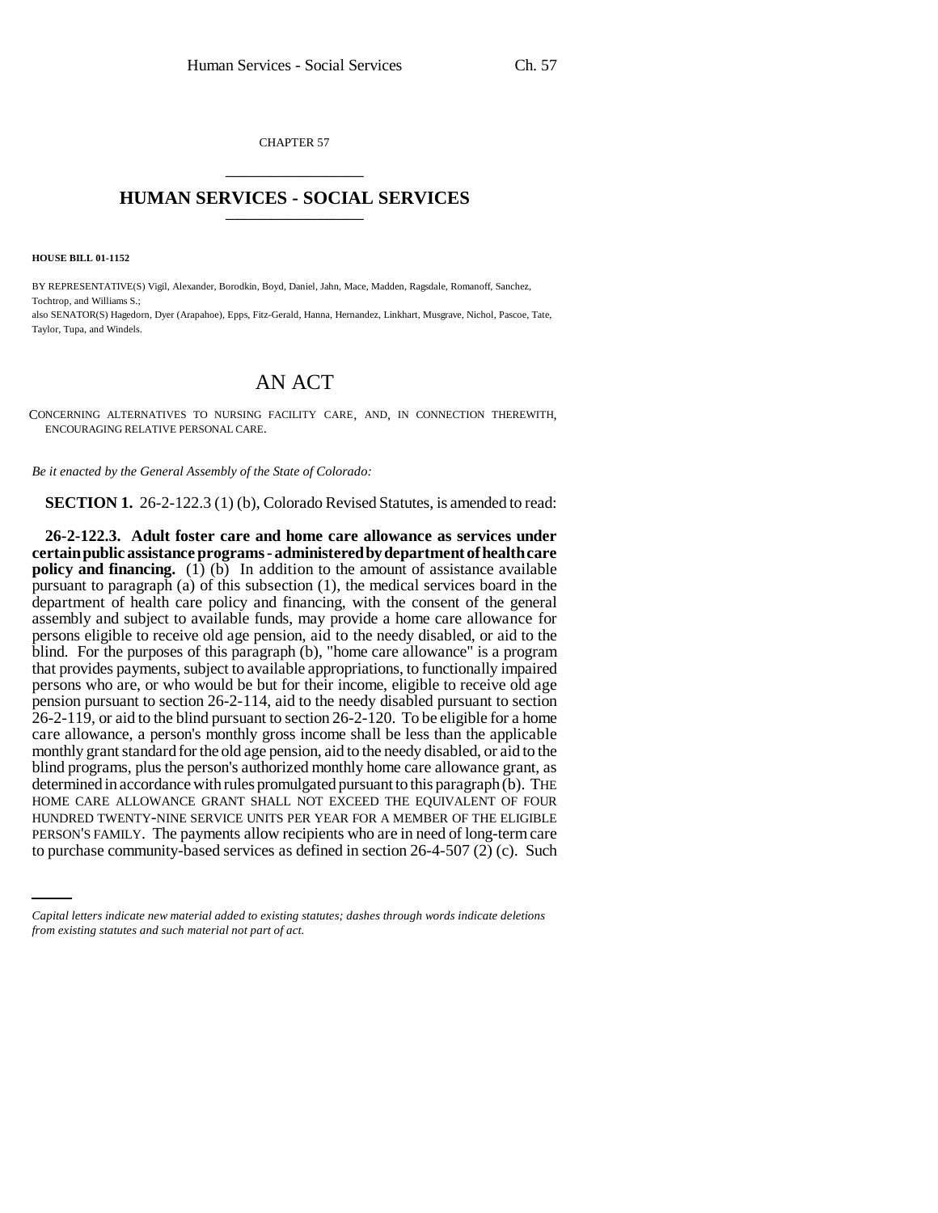CHAPTER 57

# HUMAN SERVICES - SOCIAL SERVICES

**HOUSE BILL 01-1152**

BY REPRESENTATIVE(S) Vigil, Alexander, Borodkin, Boyd, Daniel, Jahn, Mace, Madden, Ragsdale, Romanoff, Sanchez, Tochtrop, and Williams S.;
also SENATOR(S) Hagedorn, Dyer (Arapahoe), Epps, Fitz-Gerald, Hanna, Hernandez, Linkhart, Musgrave, Nichol, Pascoe, Tate, Taylor, Tupa, and Windels.

# AN ACT

CONCERNING ALTERNATIVES TO NURSING FACILITY CARE, AND, IN CONNECTION THEREWITH, ENCOURAGING RELATIVE PERSONAL CARE.

*Be it enacted by the General Assembly of the State of Colorado:*

**SECTION 1.** 26-2-122.3 (1) (b), Colorado Revised Statutes, is amended to read:

**26-2-122.3. Adult foster care and home care allowance as services under certain public assistance programs - administered by department of health care policy and financing.** (1) (b) In addition to the amount of assistance available pursuant to paragraph (a) of this subsection (1), the medical services board in the department of health care policy and financing, with the consent of the general assembly and subject to available funds, may provide a home care allowance for persons eligible to receive old age pension, aid to the needy disabled, or aid to the blind. For the purposes of this paragraph (b), "home care allowance" is a program that provides payments, subject to available appropriations, to functionally impaired persons who are, or who would be but for their income, eligible to receive old age pension pursuant to section 26-2-114, aid to the needy disabled pursuant to section 26-2-119, or aid to the blind pursuant to section 26-2-120. To be eligible for a home care allowance, a person's monthly gross income shall be less than the applicable monthly grant standard for the old age pension, aid to the needy disabled, or aid to the blind programs, plus the person's authorized monthly home care allowance grant, as determined in accordance with rules promulgated pursuant to this paragraph (b). THE HOME CARE ALLOWANCE GRANT SHALL NOT EXCEED THE EQUIVALENT OF FOUR HUNDRED TWENTY-NINE SERVICE UNITS PER YEAR FOR A MEMBER OF THE ELIGIBLE PERSON'S FAMILY. The payments allow recipients who are in need of long-term care to purchase community-based services as defined in section 26-4-507 (2) (c). Such

*Capital letters indicate new material added to existing statutes; dashes through words indicate deletions from existing statutes and such material not part of act.*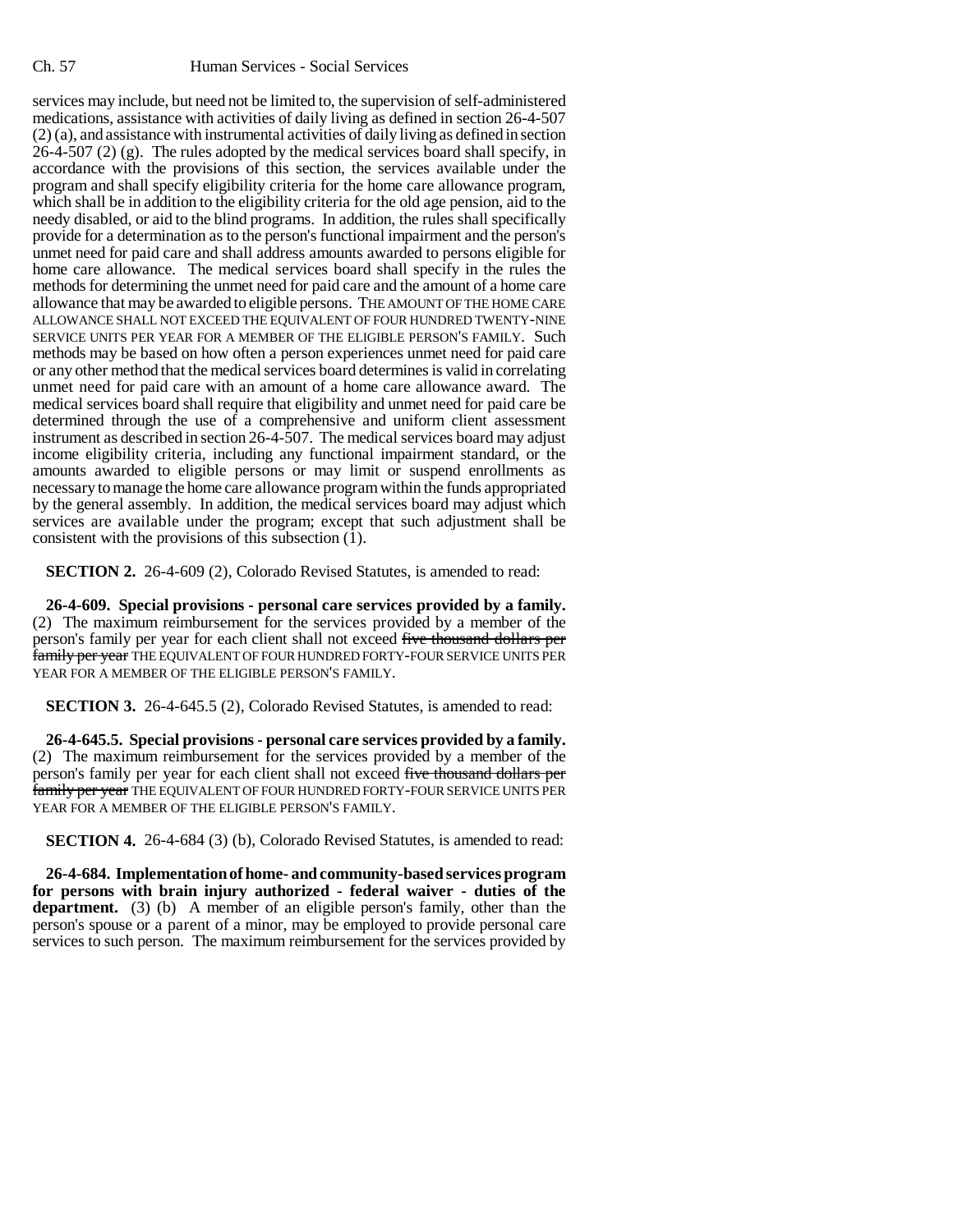services may include, but need not be limited to, the supervision of self-administered medications, assistance with activities of daily living as defined in section 26-4-507 (2) (a), and assistance with instrumental activities of daily living as defined in section 26-4-507 (2) (g). The rules adopted by the medical services board shall specify, in accordance with the provisions of this section, the services available under the program and shall specify eligibility criteria for the home care allowance program, which shall be in addition to the eligibility criteria for the old age pension, aid to the needy disabled, or aid to the blind programs. In addition, the rules shall specifically provide for a determination as to the person's functional impairment and the person's unmet need for paid care and shall address amounts awarded to persons eligible for home care allowance. The medical services board shall specify in the rules the methods for determining the unmet need for paid care and the amount of a home care allowance that may be awarded to eligible persons. THE AMOUNT OF THE HOME CARE ALLOWANCE SHALL NOT EXCEED THE EQUIVALENT OF FOUR HUNDRED TWENTY-NINE SERVICE UNITS PER YEAR FOR A MEMBER OF THE ELIGIBLE PERSON'S FAMILY. Such methods may be based on how often a person experiences unmet need for paid care or any other method that the medical services board determines is valid in correlating unmet need for paid care with an amount of a home care allowance award. The medical services board shall require that eligibility and unmet need for paid care be determined through the use of a comprehensive and uniform client assessment instrument as described in section 26-4-507. The medical services board may adjust income eligibility criteria, including any functional impairment standard, or the amounts awarded to eligible persons or may limit or suspend enrollments as necessary to manage the home care allowance program within the funds appropriated by the general assembly. In addition, the medical services board may adjust which services are available under the program; except that such adjustment shall be consistent with the provisions of this subsection (1).

**SECTION 2.** 26-4-609 (2), Colorado Revised Statutes, is amended to read:

**26-4-609. Special provisions - personal care services provided by a family.** (2) The maximum reimbursement for the services provided by a member of the person's family per year for each client shall not exceed ~~five thousand dollars per family per year~~ THE EQUIVALENT OF FOUR HUNDRED FORTY-FOUR SERVICE UNITS PER YEAR FOR A MEMBER OF THE ELIGIBLE PERSON'S FAMILY.

**SECTION 3.** 26-4-645.5 (2), Colorado Revised Statutes, is amended to read:

**26-4-645.5. Special provisions - personal care services provided by a family.** (2) The maximum reimbursement for the services provided by a member of the person's family per year for each client shall not exceed ~~five thousand dollars per family per year~~ THE EQUIVALENT OF FOUR HUNDRED FORTY-FOUR SERVICE UNITS PER YEAR FOR A MEMBER OF THE ELIGIBLE PERSON'S FAMILY.

**SECTION 4.** 26-4-684 (3) (b), Colorado Revised Statutes, is amended to read:

**26-4-684. Implementation of home- and community-based services program for persons with brain injury authorized - federal waiver - duties of the department.** (3) (b) A member of an eligible person's family, other than the person's spouse or a parent of a minor, may be employed to provide personal care services to such person. The maximum reimbursement for the services provided by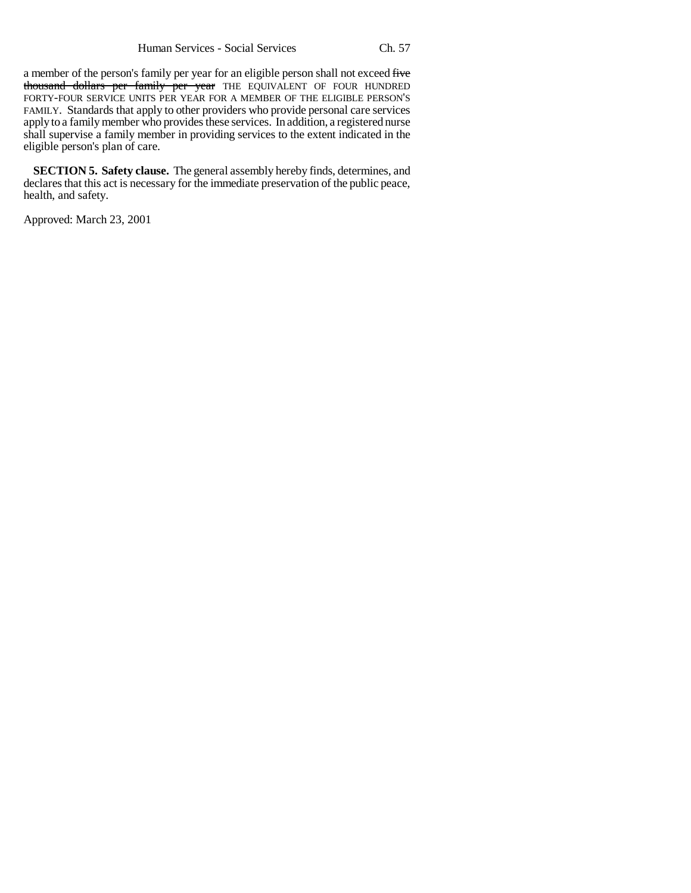a member of the person's family per year for an eligible person shall not exceed ~~five thousand dollars per family per year~~ THE EQUIVALENT OF FOUR HUNDRED FORTY-FOUR SERVICE UNITS PER YEAR FOR A MEMBER OF THE ELIGIBLE PERSON'S FAMILY. Standards that apply to other providers who provide personal care services apply to a family member who provides these services. In addition, a registered nurse shall supervise a family member in providing services to the extent indicated in the eligible person's plan of care.

**SECTION 5. Safety clause.** The general assembly hereby finds, determines, and declares that this act is necessary for the immediate preservation of the public peace, health, and safety.

Approved: March 23, 2001